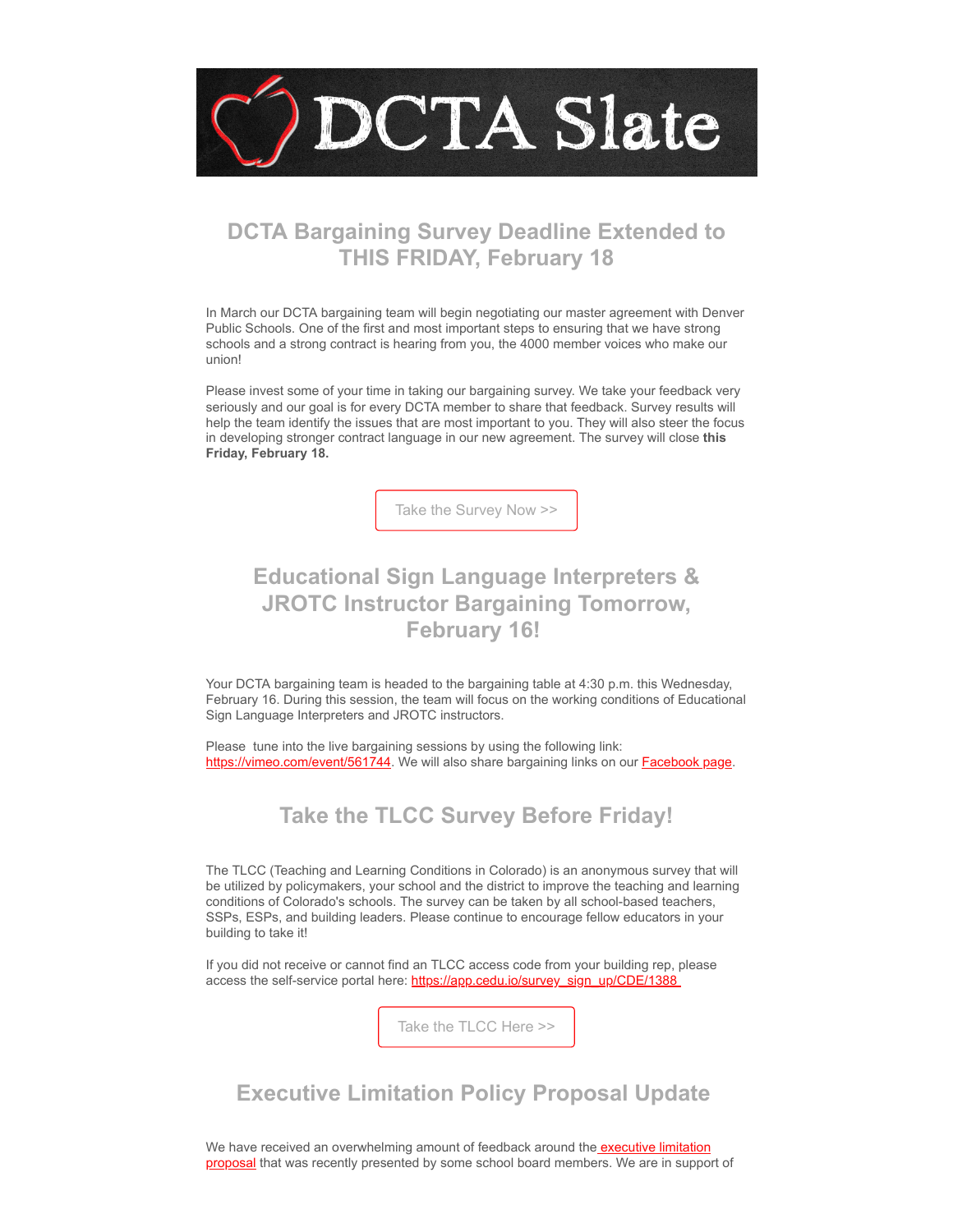# DCTA Slate

## DCTA Bargaining Survey Deadline Extended to THIS FRIDAY, February 18

In March our DCTA bargaining team will begin negotiating our master agreement with Denver Public Schools. One of the first and most important steps to ensuring that we have strong schools and a strong contract is hearing from you, the 4000 member voices who make our union!

Please invest some of your time in taking our bargaining survey. We take your feedback very seriously and our goal is for every DCTA member to share that feedback. Survey results will help the team identify the issues that are most important to you. They will also steer the focus in developing stronger contract language in our new agreement. The survey will close **this Friday, February 18.**

Take the Survey Now >>

## Educational Sign Language Interpreters & JROTC Instructor Bargaining Tomorrow, February 16!

Your DCTA bargaining team is headed to the bargaining table at 4:30 p.m. this Wednesday, February 16. During this session, the team will focus on the working conditions of Educational Sign Language Interpreters and JROTC instructors.

Please tune into the live bargaining sessions by using the following link: https://vimeo.com/event/561744. We will also share bargaining links on our Facebook page.

## Take the TLCC Survey Before Friday!

The TLCC (Teaching and Learning Conditions in Colorado) is an anonymous survey that will be utilized by policymakers, your school and the district to improve the teaching and learning conditions of Colorado's schools. The survey can be taken by all school-based teachers, SSPs, ESPs, and building leaders. Please continue to encourage fellow educators in your building to take it!

If you did not receive or cannot find an TLCC access code from your building rep, please access the self-service portal here: https://app.cedu.io/survey_sign_up/CDE/1388

Take the TLCC Here >>

## Executive Limitation Policy Proposal Update

We have received an overwhelming amount of feedback around the executive limitation proposal that was recently presented by some school board members. We are in support of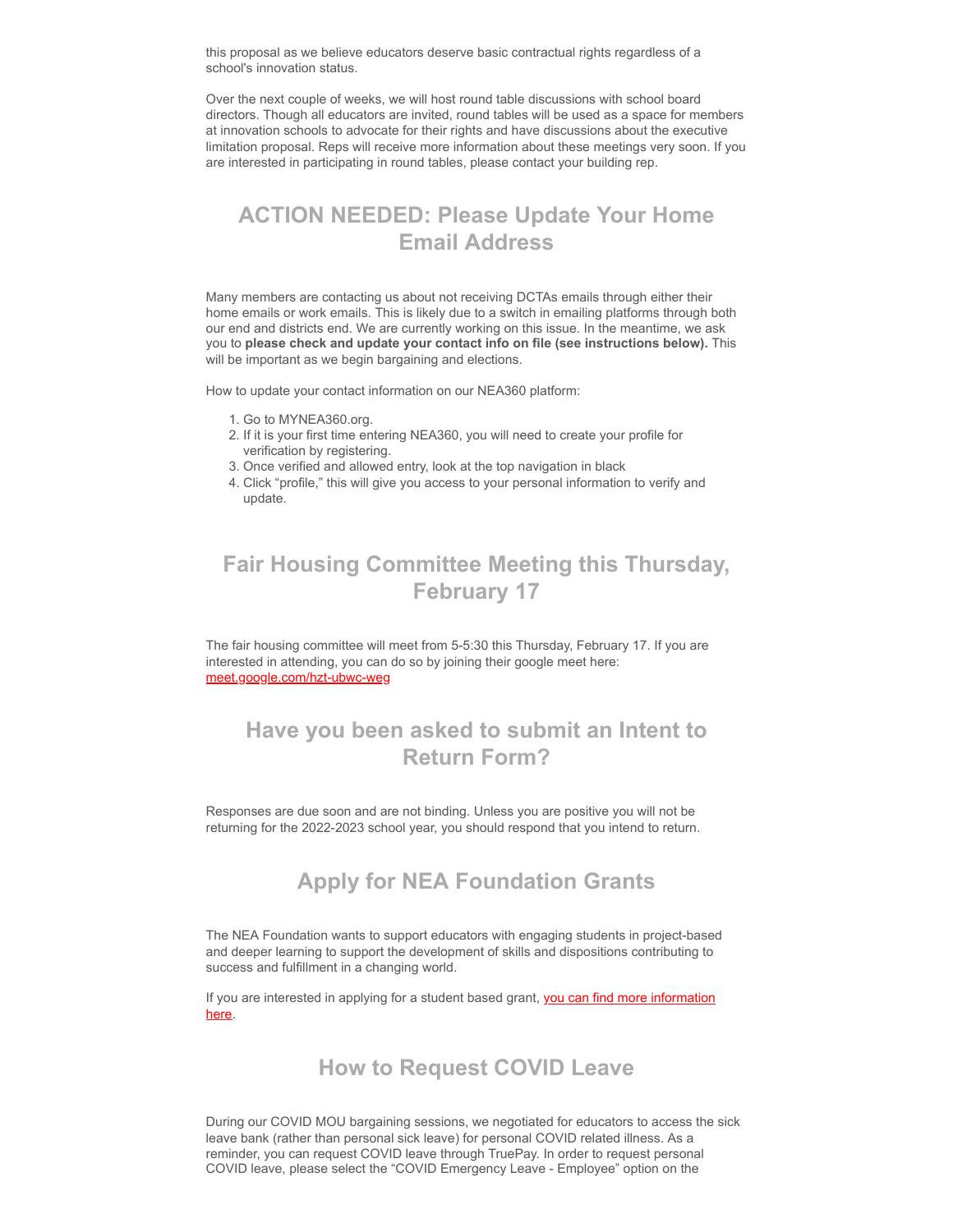this proposal as we believe educators deserve basic contractual rights regardless of a school's innovation status.

Over the next couple of weeks, we will host round table discussions with school board directors. Though all educators are invited, round tables will be used as a space for members at innovation schools to advocate for their rights and have discussions about the executive limitation proposal. Reps will receive more information about these meetings very soon. If you are interested in participating in round tables, please contact your building rep.

## ACTION NEEDED: Please Update Your Home Email Address

Many members are contacting us about not receiving DCTAs emails through either their home emails or work emails. This is likely due to a switch in emailing platforms through both our end and districts end. We are currently working on this issue. In the meantime, we ask you to **please check and update your contact info on file (see instructions below).** This will be important as we begin bargaining and elections.

How to update your contact information on our NEA360 platform:

1. Go to MYNEA360.org.
2. If it is your first time entering NEA360, you will need to create your profile for verification by registering.
3. Once verified and allowed entry, look at the top navigation in black
4. Click "profile," this will give you access to your personal information to verify and update.

## Fair Housing Committee Meeting this Thursday, February 17

The fair housing committee will meet from 5-5:30 this Thursday, February 17. If you are interested in attending, you can do so by joining their google meet here: meet.google.com/hzt-ubwc-weg

## Have you been asked to submit an Intent to Return Form?

Responses are due soon and are not binding. Unless you are positive you will not be returning for the 2022-2023 school year, you should respond that you intend to return.

## Apply for NEA Foundation Grants

The NEA Foundation wants to support educators with engaging students in project-based and deeper learning to support the development of skills and dispositions contributing to success and fulfillment in a changing world.

If you are interested in applying for a student based grant, you can find more information here.

## How to Request COVID Leave

During our COVID MOU bargaining sessions, we negotiated for educators to access the sick leave bank (rather than personal sick leave) for personal COVID related illness. As a reminder, you can request COVID leave through TruePay. In order to request personal COVID leave, please select the "COVID Emergency Leave - Employee" option on the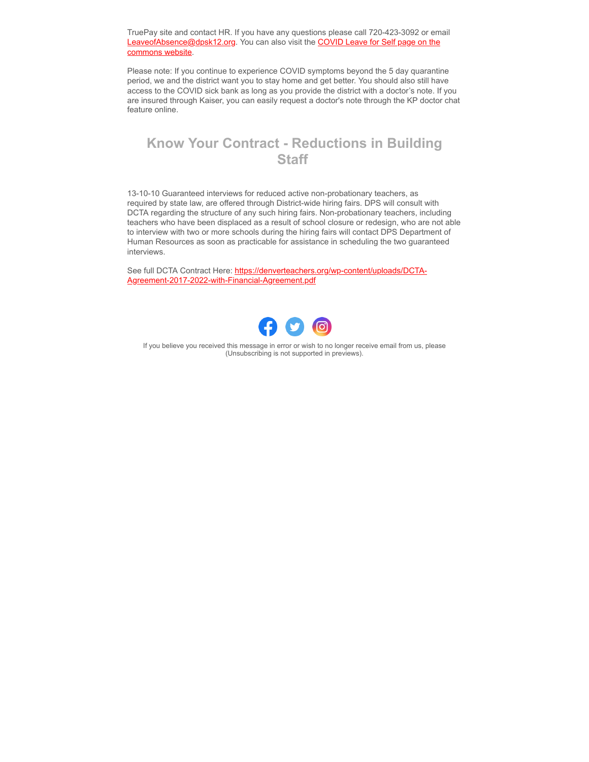TruePay site and contact HR. If you have any questions please call 720-423-3092 or email LeaveofAbsence@dpsk12.org. You can also visit the COVID Leave for Self page on the commons website.

Please note: If you continue to experience COVID symptoms beyond the 5 day quarantine period, we and the district want you to stay home and get better. You should also still have access to the COVID sick bank as long as you provide the district with a doctor's note. If you are insured through Kaiser, you can easily request a doctor's note through the KP doctor chat feature online.

## Know Your Contract - Reductions in Building Staff

13-10-10 Guaranteed interviews for reduced active non-probationary teachers, as required by state law, are offered through District-wide hiring fairs. DPS will consult with DCTA regarding the structure of any such hiring fairs. Non-probationary teachers, including teachers who have been displaced as a result of school closure or redesign, who are not able to interview with two or more schools during the hiring fairs will contact DPS Department of Human Resources as soon as practicable for assistance in scheduling the two guaranteed interviews.

See full DCTA Contract Here: https://denverteachers.org/wp-content/uploads/DCTA-Agreement-2017-2022-with-Financial-Agreement.pdf

If you believe you received this message in error or wish to no longer receive email from us, please (Unsubscribing is not supported in previews).